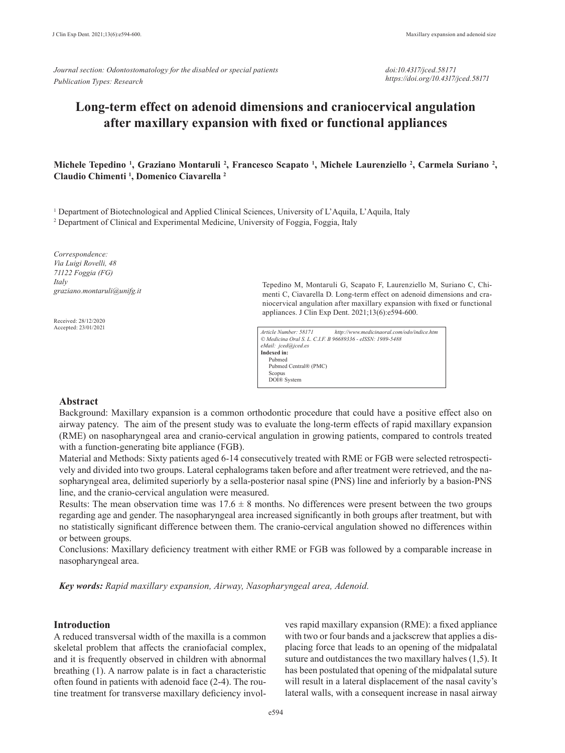*Journal section: Odontostomatology for the disabled or special patients*
*Publication Types: Research*

*doi:10.4317/jced.58171*
*https://doi.org/10.4317/jced.58171*

# Long-term effect on adenoid dimensions and craniocervical angulation after maxillary expansion with fixed or functional appliances

**Michele Tepedino [1], Graziano Montaruli [2], Francesco Scapato [1], Michele Laurenziello [2], Carmela Suriano [2], Claudio Chimenti [1], Domenico Ciavarella [2]**

[1] Department of Biotechnological and Applied Clinical Sciences, University of L'Aquila, L'Aquila, Italy
[2] Department of Clinical and Experimental Medicine, University of Foggia, Foggia, Italy

*Correspondence:*
*Via Luigi Rovelli, 48*
*71122 Foggia (FG)*
*Italy*
*graziano.montaruli@unifg.it*

Received: 28/12/2020
Accepted: 23/01/2021

Tepedino M, Montaruli G, Scapato F, Laurenziello M, Suriano C, Chimenti C, Ciavarella D. Long-term effect on adenoid dimensions and craniocervical angulation after maxillary expansion with fixed or functional appliances. J Clin Exp Dent. 2021;13(6):e594-600.

*Article Number: 58171 http://www.medicinaoral.com/odo/indice.htm*
*© Medicina Oral S. L. C.I.F. B 96689336 - eISSN: 1989-5488*
*eMail: jced@jced.es*
**Indexed in:**
Pubmed
Pubmed Central® (PMC)
Scopus
DOI® System

## Abstract

Background: Maxillary expansion is a common orthodontic procedure that could have a positive effect also on airway patency. The aim of the present study was to evaluate the long-term effects of rapid maxillary expansion (RME) on nasopharyngeal area and cranio-cervical angulation in growing patients, compared to controls treated with a function-generating bite appliance (FGB).

Material and Methods: Sixty patients aged 6-14 consecutively treated with RME or FGB were selected retrospectively and divided into two groups. Lateral cephalograms taken before and after treatment were retrieved, and the nasopharyngeal area, delimited superiorly by a sella-posterior nasal spine (PNS) line and inferiorly by a basion-PNS line, and the cranio-cervical angulation were measured.

Results: The mean observation time was 17.6 ± 8 months. No differences were present between the two groups regarding age and gender. The nasopharyngeal area increased significantly in both groups after treatment, but with no statistically significant difference between them. The cranio-cervical angulation showed no differences within or between groups.

Conclusions: Maxillary deficiency treatment with either RME or FGB was followed by a comparable increase in nasopharyngeal area.

***Key words:*** *Rapid maxillary expansion, Airway, Nasopharyngeal area, Adenoid.*

## Introduction

A reduced transversal width of the maxilla is a common skeletal problem that affects the craniofacial complex, and it is frequently observed in children with abnormal breathing (1). A narrow palate is in fact a characteristic often found in patients with adenoid face (2-4). The routine treatment for transverse maxillary deficiency involves rapid maxillary expansion (RME): a fixed appliance with two or four bands and a jackscrew that applies a displacing force that leads to an opening of the midpalatal suture and outdistances the two maxillary halves (1,5). It has been postulated that opening of the midpalatal suture will result in a lateral displacement of the nasal cavity's lateral walls, with a consequent increase in nasal airway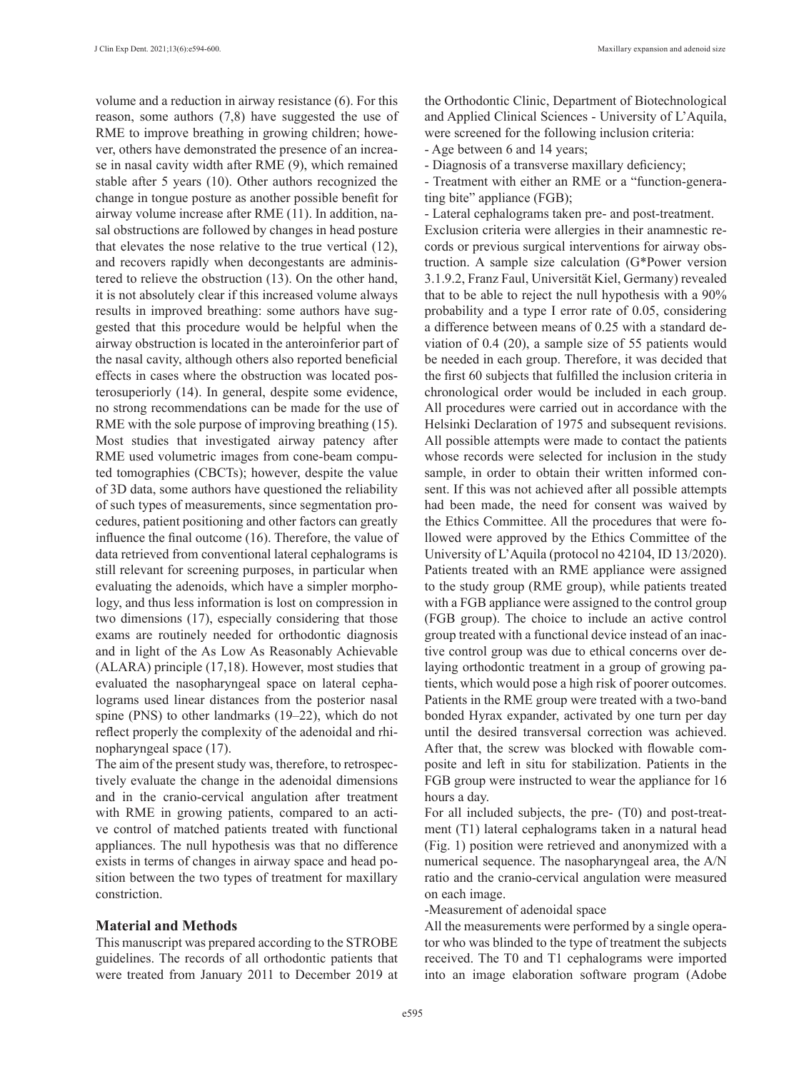volume and a reduction in airway resistance (6). For this reason, some authors (7,8) have suggested the use of RME to improve breathing in growing children; however, others have demonstrated the presence of an increase in nasal cavity width after RME (9), which remained stable after 5 years (10). Other authors recognized the change in tongue posture as another possible benefit for airway volume increase after RME (11). In addition, nasal obstructions are followed by changes in head posture that elevates the nose relative to the true vertical (12), and recovers rapidly when decongestants are administered to relieve the obstruction (13). On the other hand, it is not absolutely clear if this increased volume always results in improved breathing: some authors have suggested that this procedure would be helpful when the airway obstruction is located in the anteroinferior part of the nasal cavity, although others also reported beneficial effects in cases where the obstruction was located posterosuperiorly (14). In general, despite some evidence, no strong recommendations can be made for the use of RME with the sole purpose of improving breathing (15). Most studies that investigated airway patency after RME used volumetric images from cone-beam computed tomographies (CBCTs); however, despite the value of 3D data, some authors have questioned the reliability of such types of measurements, since segmentation procedures, patient positioning and other factors can greatly influence the final outcome (16). Therefore, the value of data retrieved from conventional lateral cephalograms is still relevant for screening purposes, in particular when evaluating the adenoids, which have a simpler morphology, and thus less information is lost on compression in two dimensions (17), especially considering that those exams are routinely needed for orthodontic diagnosis and in light of the As Low As Reasonably Achievable (ALARA) principle (17,18). However, most studies that evaluated the nasopharyngeal space on lateral cephalograms used linear distances from the posterior nasal spine (PNS) to other landmarks (19–22), which do not reflect properly the complexity of the adenoidal and rhinopharyngeal space (17).

The aim of the present study was, therefore, to retrospectively evaluate the change in the adenoidal dimensions and in the cranio-cervical angulation after treatment with RME in growing patients, compared to an active control of matched patients treated with functional appliances. The null hypothesis was that no difference exists in terms of changes in airway space and head position between the two types of treatment for maxillary constriction.

## Material and Methods

This manuscript was prepared according to the STROBE guidelines. The records of all orthodontic patients that were treated from January 2011 to December 2019 at the Orthodontic Clinic, Department of Biotechnological and Applied Clinical Sciences - University of L'Aquila, were screened for the following inclusion criteria:

- Age between 6 and 14 years;
- Diagnosis of a transverse maxillary deficiency;
- Treatment with either an RME or a "function-generating bite" appliance (FGB);
- Lateral cephalograms taken pre- and post-treatment.

Exclusion criteria were allergies in their anamnestic records or previous surgical interventions for airway obstruction. A sample size calculation (G*Power version 3.1.9.2, Franz Faul, Universität Kiel, Germany) revealed that to be able to reject the null hypothesis with a 90% probability and a type I error rate of 0.05, considering a difference between means of 0.25 with a standard deviation of 0.4 (20), a sample size of 55 patients would be needed in each group. Therefore, it was decided that the first 60 subjects that fulfilled the inclusion criteria in chronological order would be included in each group. All procedures were carried out in accordance with the Helsinki Declaration of 1975 and subsequent revisions. All possible attempts were made to contact the patients whose records were selected for inclusion in the study sample, in order to obtain their written informed consent. If this was not achieved after all possible attempts had been made, the need for consent was waived by the Ethics Committee. All the procedures that were followed were approved by the Ethics Committee of the University of L'Aquila (protocol no 42104, ID 13/2020). Patients treated with an RME appliance were assigned to the study group (RME group), while patients treated with a FGB appliance were assigned to the control group (FGB group). The choice to include an active control group treated with a functional device instead of an inactive control group was due to ethical concerns over delaying orthodontic treatment in a group of growing patients, which would pose a high risk of poorer outcomes. Patients in the RME group were treated with a two-band bonded Hyrax expander, activated by one turn per day until the desired transversal correction was achieved. After that, the screw was blocked with flowable composite and left in situ for stabilization. Patients in the FGB group were instructed to wear the appliance for 16 hours a day.

For all included subjects, the pre- (T0) and post-treatment (T1) lateral cephalograms taken in a natural head (Fig. 1) position were retrieved and anonymized with a numerical sequence. The nasopharyngeal area, the A/N ratio and the cranio-cervical angulation were measured on each image.

-Measurement of adenoidal space

All the measurements were performed by a single operator who was blinded to the type of treatment the subjects received. The T0 and T1 cephalograms were imported into an image elaboration software program (Adobe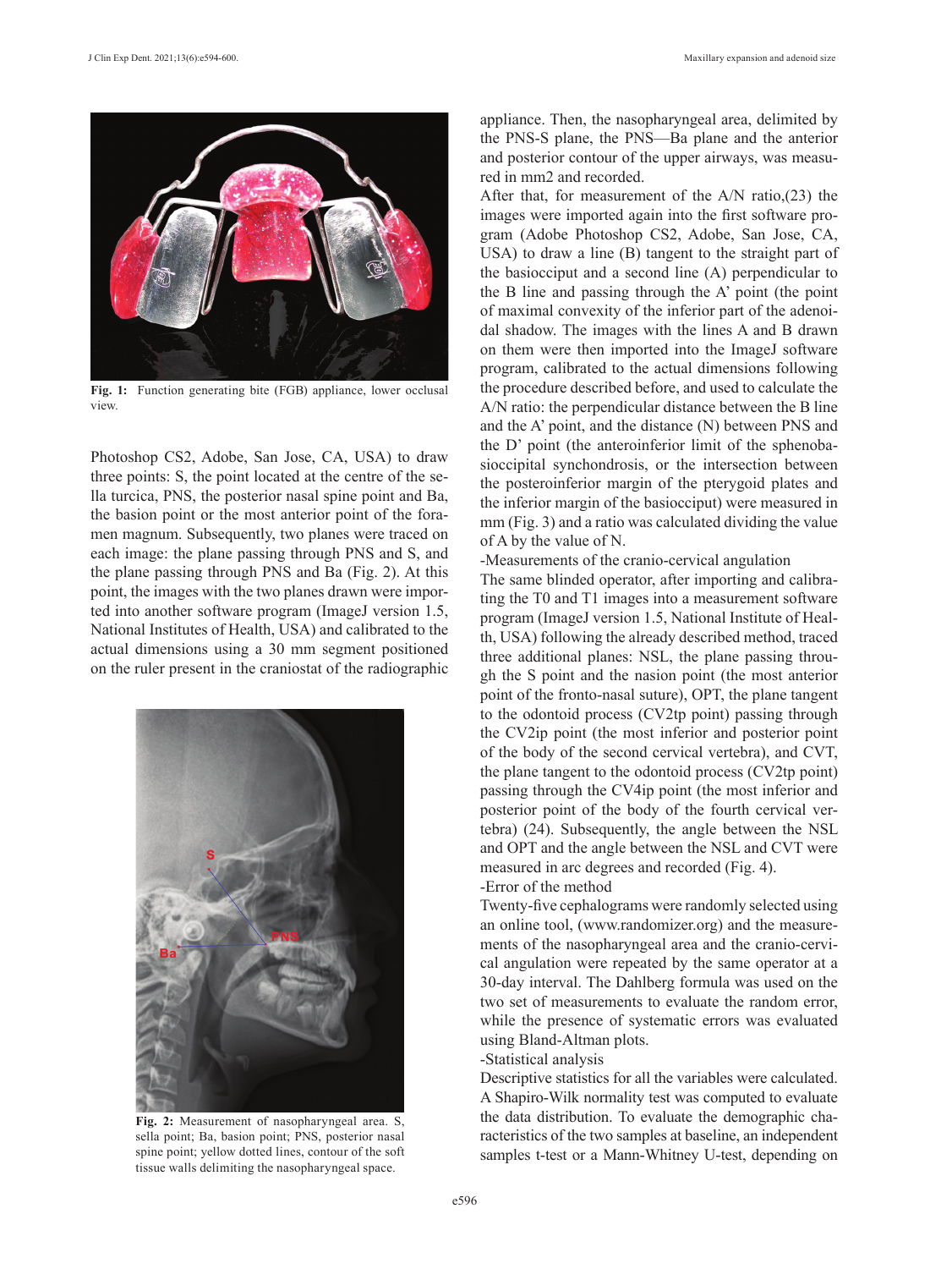Fig. 1: Function generating bite (FGB) appliance, lower occlusal view.

Photoshop CS2, Adobe, San Jose, CA, USA) to draw three points: S, the point located at the centre of the sella turcica, PNS, the posterior nasal spine point and Ba, the basion point or the most anterior point of the foramen magnum. Subsequently, two planes were traced on each image: the plane passing through PNS and S, and the plane passing through PNS and Ba (Fig. 2). At this point, the images with the two planes drawn were imported into another software program (ImageJ version 1.5, National Institutes of Health, USA) and calibrated to the actual dimensions using a 30 mm segment positioned on the ruler present in the craniostat of the radiographic appliance. Then, the nasopharyngeal area, delimited by the PNS-S plane, the PNS—Ba plane and the anterior and posterior contour of the upper airways, was measured in mm2 and recorded.

Fig. 2: Measurement of nasopharyngeal area. S, sella point; Ba, basion point; PNS, posterior nasal spine point; yellow dotted lines, contour of the soft tissue walls delimiting the nasopharyngeal space.

After that, for measurement of the A/N ratio,(23) the images were imported again into the first software program (Adobe Photoshop CS2, Adobe, San Jose, CA, USA) to draw a line (B) tangent to the straight part of the basiocciput and a second line (A) perpendicular to the B line and passing through the A' point (the point of maximal convexity of the inferior part of the adenoidal shadow. The images with the lines A and B drawn on them were then imported into the ImageJ software program, calibrated to the actual dimensions following the procedure described before, and used to calculate the A/N ratio: the perpendicular distance between the B line and the A' point, and the distance (N) between PNS and the D' point (the anteroinferior limit of the sphenobasioccipital synchondrosis, or the intersection between the posteroinferior margin of the pterygoid plates and the inferior margin of the basiocciput) were measured in mm (Fig. 3) and a ratio was calculated dividing the value of A by the value of N.

-Measurements of the cranio-cervical angulation

The same blinded operator, after importing and calibrating the T0 and T1 images into a measurement software program (ImageJ version 1.5, National Institute of Health, USA) following the already described method, traced three additional planes: NSL, the plane passing through the S point and the nasion point (the most anterior point of the fronto-nasal suture), OPT, the plane tangent to the odontoid process (CV2tp point) passing through the CV2ip point (the most inferior and posterior point of the body of the second cervical vertebra), and CVT, the plane tangent to the odontoid process (CV2tp point) passing through the CV4ip point (the most inferior and posterior point of the body of the fourth cervical vertebra) (24). Subsequently, the angle between the NSL and OPT and the angle between the NSL and CVT were measured in arc degrees and recorded (Fig. 4).

-Error of the method

Twenty-five cephalograms were randomly selected using an online tool, (www.randomizer.org) and the measurements of the nasopharyngeal area and the cranio-cervical angulation were repeated by the same operator at a 30-day interval. The Dahlberg formula was used on the two set of measurements to evaluate the random error, while the presence of systematic errors was evaluated using Bland-Altman plots.

-Statistical analysis

Descriptive statistics for all the variables were calculated. A Shapiro-Wilk normality test was computed to evaluate the data distribution. To evaluate the demographic characteristics of the two samples at baseline, an independent samples t-test or a Mann-Whitney U-test, depending on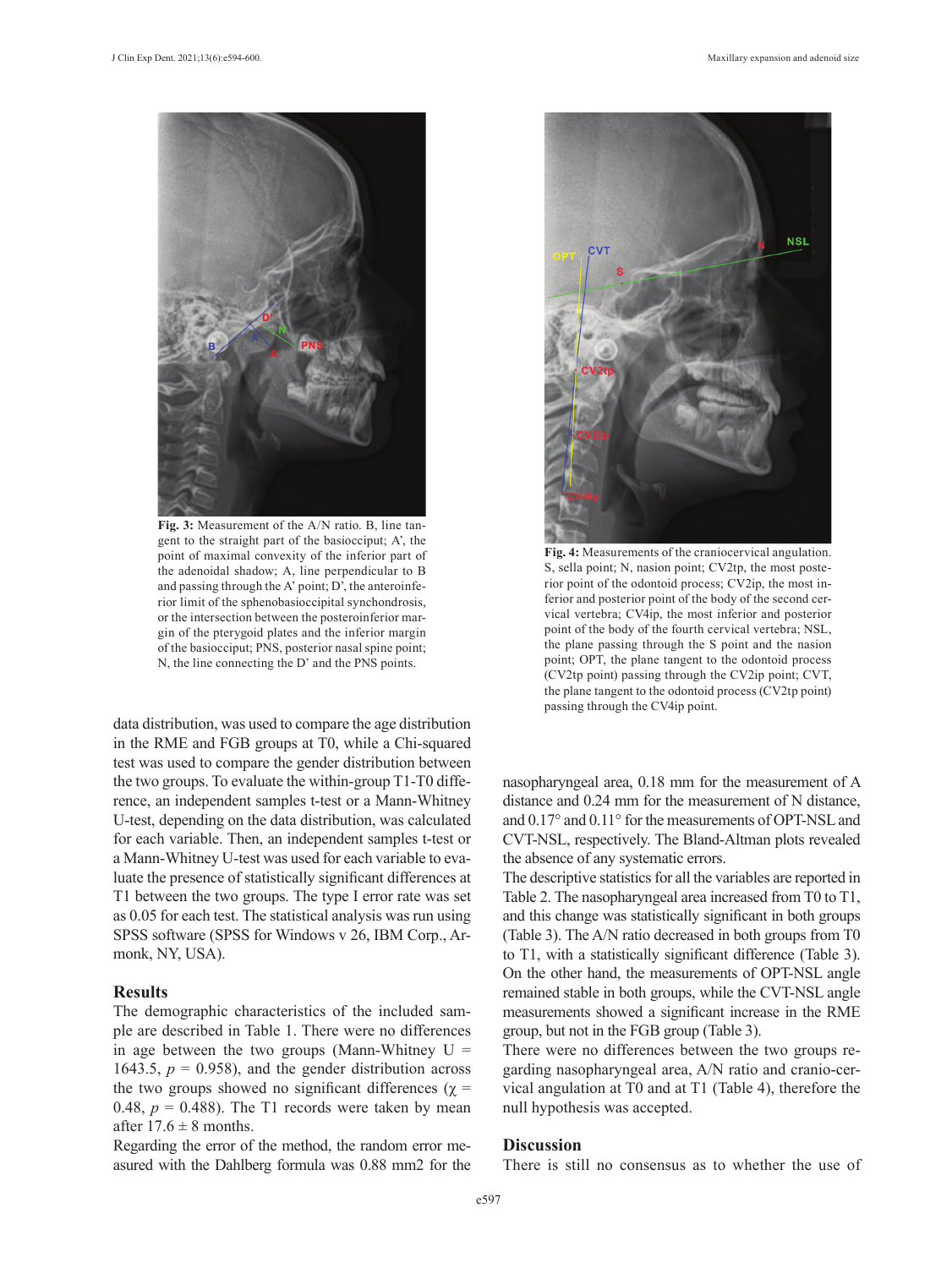Fig. 3: Measurement of the A/N ratio. B, line tangent to the straight part of the basiocciput; A', the point of maximal convexity of the inferior part of the adenoidal shadow; A, line perpendicular to B and passing through the A' point; D', the anteroinferior limit of the sphenobasioccipital synchondrosis, or the intersection between the posteroinferior margin of the pterygoid plates and the inferior margin of the basiocciput; PNS, posterior nasal spine point; N, the line connecting the D' and the PNS points.

Fig. 4: Measurements of the craniocervical angulation. S, sella point; N, nasion point; CV2tp, the most posterior point of the odontoid process; CV2ip, the most inferior and posterior point of the body of the second cervical vertebra; CV4ip, the most inferior and posterior point of the body of the fourth cervical vertebra; NSL, the plane passing through the S point and the nasion point; OPT, the plane tangent to the odontoid process (CV2tp point) passing through the CV2ip point; CVT, the plane tangent to the odontoid process (CV2tp point) passing through the CV4ip point.

data distribution, was used to compare the age distribution in the RME and FGB groups at T0, while a Chi-squared test was used to compare the gender distribution between the two groups. To evaluate the within-group T1-T0 difference, an independent samples t-test or a Mann-Whitney U-test, depending on the data distribution, was calculated for each variable. Then, an independent samples t-test or a Mann-Whitney U-test was used for each variable to evaluate the presence of statistically significant differences at T1 between the two groups. The type I error rate was set as 0.05 for each test. The statistical analysis was run using SPSS software (SPSS for Windows v 26, IBM Corp., Armonk, NY, USA).

## Results

The demographic characteristics of the included sample are described in Table 1. There were no differences in age between the two groups (Mann-Whitney U = 1643.5, $p = 0.958$), and the gender distribution across the two groups showed no significant differences ($\chi = 0.48$, $p = 0.488$). The T1 records were taken by mean after 17.6 ± 8 months.

Regarding the error of the method, the random error measured with the Dahlberg formula was 0.88 mm2 for the nasopharyngeal area, 0.18 mm for the measurement of A distance and 0.24 mm for the measurement of N distance, and 0.17° and 0.11° for the measurements of OPT-NSL and CVT-NSL, respectively. The Bland-Altman plots revealed the absence of any systematic errors.

The descriptive statistics for all the variables are reported in Table 2. The nasopharyngeal area increased from T0 to T1, and this change was statistically significant in both groups (Table 3). The A/N ratio decreased in both groups from T0 to T1, with a statistically significant difference (Table 3). On the other hand, the measurements of OPT-NSL angle remained stable in both groups, while the CVT-NSL angle measurements showed a significant increase in the RME group, but not in the FGB group (Table 3).

There were no differences between the two groups regarding nasopharyngeal area, A/N ratio and cranio-cervical angulation at T0 and at T1 (Table 4), therefore the null hypothesis was accepted.

## Discussion

There is still no consensus as to whether the use of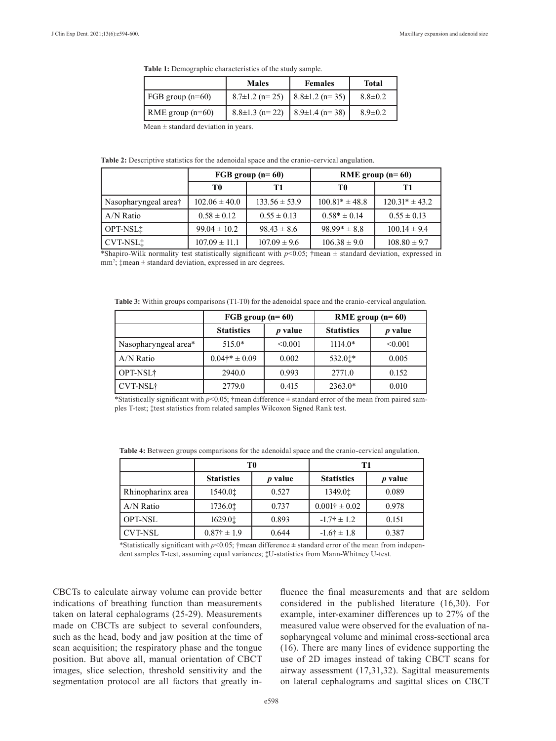**Table 1:** Demographic characteristics of the study sample.

| | Males | Females | Total |
|---|---|---|---|
| FGB group (n=60) | 8.7±1.2 (n= 25) | 8.8±1.2 (n= 35) | 8.8±0.2 |
| RME group (n=60) | 8.8±1.3 (n= 22) | 8.9±1.4 (n= 38) | 8.9±0.2 |

Mean ± standard deviation in years.

**Table 2:** Descriptive statistics for the adenoidal space and the cranio-cervical angulation.

| | FGB group (n= 60) | | RME group (n= 60) | |
|---|---|---|---|---|
| | T0 | T1 | T0 | T1 |
| Nasopharyngeal area† | 102.06 ± 40.0 | 133.56 ± 53.9 | 100.81* ± 48.8 | 120.31* ± 43.2 |
| A/N Ratio | 0.58 ± 0.12 | 0.55 ± 0.13 | 0.58* ± 0.14 | 0.55 ± 0.13 |
| OPT-NSL‡ | 99.04 ± 10.2 | 98.43 ± 8.6 | 98.99* ± 8.8 | 100.14 ± 9.4 |
| CVT-NSL‡ | 107.09 ± 11.1 | 107.09 ± 9.6 | 106.38 ± 9.0 | 108.80 ± 9.7 |

*Shapiro-Wilk normality test statistically significant with $p<0.05$; †mean ± standard deviation, expressed in $mm^2$; ‡mean ± standard deviation, expressed in arc degrees.

**Table 3:** Within groups comparisons (T1-T0) for the adenoidal space and the cranio-cervical angulation.

| | FGB group (n= 60) | | RME group (n= 60) | |
|---|---|---|---|---|
| | Statistics | *p* value | Statistics | *p* value |
| Nasopharyngeal area* | 515.0* | <0.001 | 1114.0* | <0.001 |
| A/N Ratio | 0.04†* ± 0.09 | 0.002 | 532.0‡* | 0.005 |
| OPT-NSL† | 2940.0 | 0.993 | 2771.0 | 0.152 |
| CVT-NSL† | 2779.0 | 0.415 | 2363.0* | 0.010 |

*Statistically significant with $p<0.05$; †mean difference ± standard error of the mean from paired samples T-test; ‡test statistics from related samples Wilcoxon Signed Rank test.

**Table 4:** Between groups comparisons for the adenoidal space and the cranio-cervical angulation.

| | T0 | | T1 | |
|---|---|---|---|---|
| | Statistics | *p* value | Statistics | *p* value |
| Rhinopharinx area | 1540.0‡ | 0.527 | 1349.0‡ | 0.089 |
| A/N Ratio | 1736.0‡ | 0.737 | 0.001† ± 0.02 | 0.978 |
| OPT-NSL | 1629.0‡ | 0.893 | -1.7† ± 1.2 | 0.151 |
| CVT-NSL | 0.87† ± 1.9 | 0.644 | -1.6† ± 1.8 | 0.387 |

*Statistically significant with $p<0.05$; †mean difference ± standard error of the mean from independent samples T-test, assuming equal variances; ‡U-statistics from Mann-Whitney U-test.

CBCTs to calculate airway volume can provide better indications of breathing function than measurements taken on lateral cephalograms (25-29). Measurements made on CBCTs are subject to several confounders, such as the head, body and jaw position at the time of scan acquisition; the respiratory phase and the tongue position. But above all, manual orientation of CBCT images, slice selection, threshold sensitivity and the segmentation protocol are all factors that greatly influence the final measurements and that are seldom considered in the published literature (16,30). For example, inter-examiner differences up to 27% of the measured value were observed for the evaluation of nasopharyngeal volume and minimal cross-sectional area (16). There are many lines of evidence supporting the use of 2D images instead of taking CBCT scans for airway assessment (17,31,32). Sagittal measurements on lateral cephalograms and sagittal slices on CBCT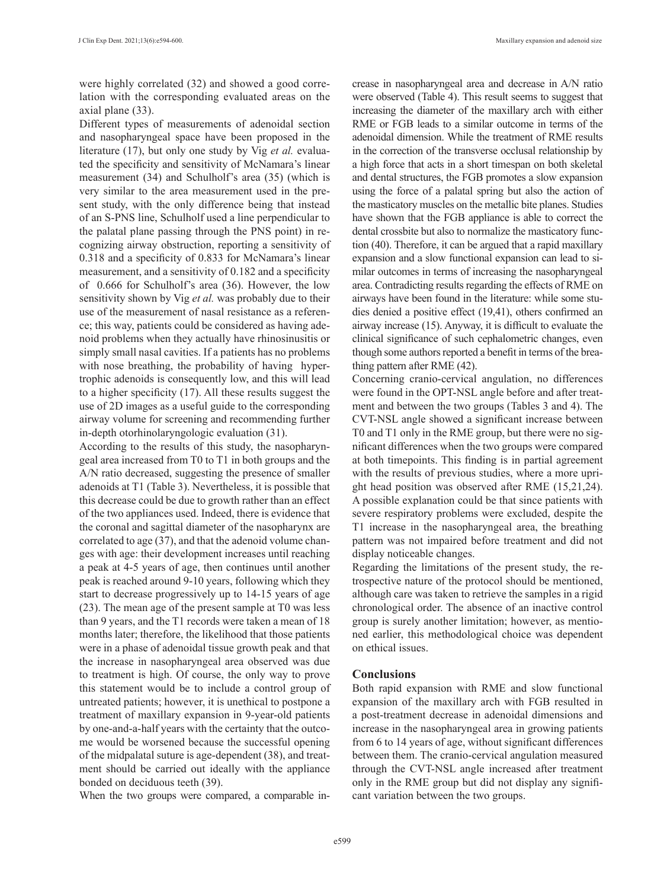were highly correlated (32) and showed a good correlation with the corresponding evaluated areas on the axial plane (33).

Different types of measurements of adenoidal section and nasopharyngeal space have been proposed in the literature (17), but only one study by Vig *et al.* evaluated the specificity and sensitivity of McNamara's linear measurement (34) and Schulhof's area (35) (which is very similar to the area measurement used in the present study, with the only difference being that instead of an S-PNS line, Schulhof used a line perpendicular to the palatal plane passing through the PNS point) in recognizing airway obstruction, reporting a sensitivity of 0.318 and a specificity of 0.833 for McNamara's linear measurement, and a sensitivity of 0.182 and a specificity of 0.666 for Schulhof's area (36). However, the low sensitivity shown by Vig *et al.* was probably due to their use of the measurement of nasal resistance as a reference; this way, patients could be considered as having adenoid problems when they actually have rhinosinusitis or simply small nasal cavities. If a patients has no problems with nose breathing, the probability of having hypertrophic adenoids is consequently low, and this will lead to a higher specificity (17). All these results suggest the use of 2D images as a useful guide to the corresponding airway volume for screening and recommending further in-depth otorhinolaryngologic evaluation (31).

According to the results of this study, the nasopharyngeal area increased from T0 to T1 in both groups and the A/N ratio decreased, suggesting the presence of smaller adenoids at T1 (Table 3). Nevertheless, it is possible that this decrease could be due to growth rather than an effect of the two appliances used. Indeed, there is evidence that the coronal and sagittal diameter of the nasopharynx are correlated to age (37), and that the adenoid volume changes with age: their development increases until reaching a peak at 4-5 years of age, then continues until another peak is reached around 9-10 years, following which they start to decrease progressively up to 14-15 years of age (23). The mean age of the present sample at T0 was less than 9 years, and the T1 records were taken a mean of 18 months later; therefore, the likelihood that those patients were in a phase of adenoidal tissue growth peak and that the increase in nasopharyngeal area observed was due to treatment is high. Of course, the only way to prove this statement would be to include a control group of untreated patients; however, it is unethical to postpone a treatment of maxillary expansion in 9-year-old patients by one-and-a-half years with the certainty that the outcome would be worsened because the successful opening of the midpalatal suture is age-dependent (38), and treatment should be carried out ideally with the appliance bonded on deciduous teeth (39).

When the two groups were compared, a comparable increase in nasopharyngeal area and decrease in A/N ratio were observed (Table 4). This result seems to suggest that increasing the diameter of the maxillary arch with either RME or FGB leads to a similar outcome in terms of the adenoidal dimension. While the treatment of RME results in the correction of the transverse occlusal relationship by a high force that acts in a short timespan on both skeletal and dental structures, the FGB promotes a slow expansion using the force of a palatal spring but also the action of the masticatory muscles on the metallic bite planes. Studies have shown that the FGB appliance is able to correct the dental crossbite but also to normalize the masticatory function (40). Therefore, it can be argued that a rapid maxillary expansion and a slow functional expansion can lead to similar outcomes in terms of increasing the nasopharyngeal area. Contradicting results regarding the effects of RME on airways have been found in the literature: while some studies denied a positive effect (19,41), others confirmed an airway increase (15). Anyway, it is difficult to evaluate the clinical significance of such cephalometric changes, even though some authors reported a benefit in terms of the breathing pattern after RME (42).

Concerning cranio-cervical angulation, no differences were found in the OPT-NSL angle before and after treatment and between the two groups (Tables 3 and 4). The CVT-NSL angle showed a significant increase between T0 and T1 only in the RME group, but there were no significant differences when the two groups were compared at both timepoints. This finding is in partial agreement with the results of previous studies, where a more upright head position was observed after RME (15,21,24). A possible explanation could be that since patients with severe respiratory problems were excluded, despite the T1 increase in the nasopharyngeal area, the breathing pattern was not impaired before treatment and did not display noticeable changes.

Regarding the limitations of the present study, the retrospective nature of the protocol should be mentioned, although care was taken to retrieve the samples in a rigid chronological order. The absence of an inactive control group is surely another limitation; however, as mentioned earlier, this methodological choice was dependent on ethical issues.

## Conclusions

Both rapid expansion with RME and slow functional expansion of the maxillary arch with FGB resulted in a post-treatment decrease in adenoidal dimensions and increase in the nasopharyngeal area in growing patients from 6 to 14 years of age, without significant differences between them. The cranio-cervical angulation measured through the CVT-NSL angle increased after treatment only in the RME group but did not display any significant variation between the two groups.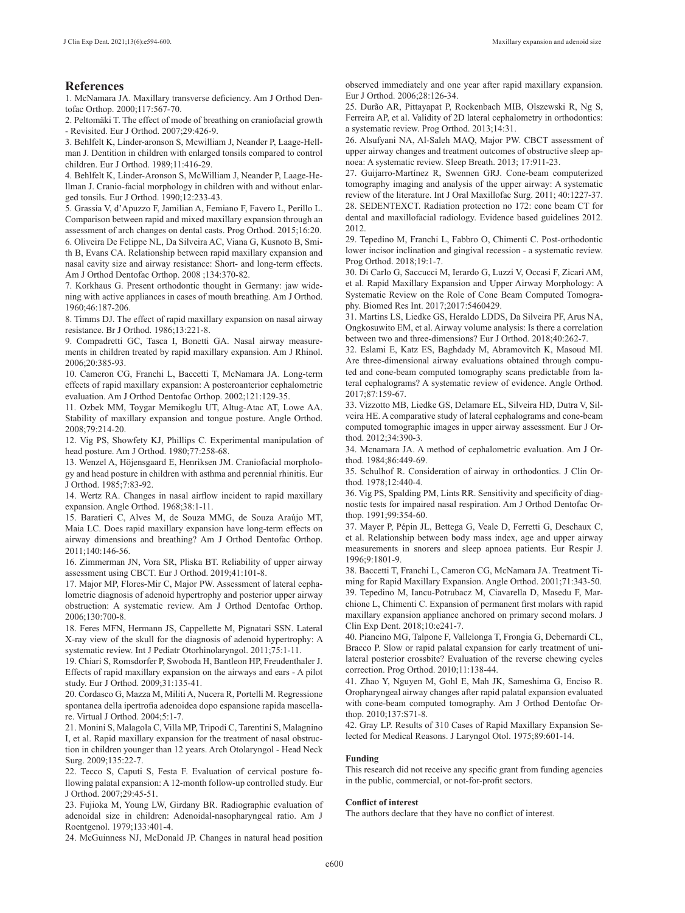## References

1. McNamara JA. Maxillary transverse deficiency. Am J Orthod Dentofac Orthop. 2000;117:567-70.
2. Peltomäki T. The effect of mode of breathing on craniofacial growth - Revisited. Eur J Orthod. 2007;29:426-9.
3. Behlfelt K, Linder-aronson S, Mcwilliam J, Neander P, Laage-Hellman J. Dentition in children with enlarged tonsils compared to control children. Eur J Orthod. 1989;11:416-29.
4. Behlfelt K, Linder-Aronson S, McWilliam J, Neander P, Laage-Hellman J. Cranio-facial morphology in children with and without enlarged tonsils. Eur J Orthod. 1990;12:233-43.
5. Grassia V, d'Apuzzo F, Jamilian A, Femiano F, Favero L, Perillo L. Comparison between rapid and mixed maxillary expansion through an assessment of arch changes on dental casts. Prog Orthod. 2015;16:20.
6. Oliveira De Felippe NL, Da Silveira AC, Viana G, Kusnoto B, Smith B, Evans CA. Relationship between rapid maxillary expansion and nasal cavity size and airway resistance: Short- and long-term effects. Am J Orthod Dentofac Orthop. 2008 ;134:370-82.
7. Korkhaus G. Present orthodontic thought in Germany: jaw widening with active appliances in cases of mouth breathing. Am J Orthod. 1960;46:187-206.
8. Timms DJ. The effect of rapid maxillary expansion on nasal airway resistance. Br J Orthod. 1986;13:221-8.
9. Compadretti GC, Tasca I, Bonetti GA. Nasal airway measurements in children treated by rapid maxillary expansion. Am J Rhinol. 2006;20:385-93.
10. Cameron CG, Franchi L, Baccetti T, McNamara JA. Long-term effects of rapid maxillary expansion: A posteroanterior cephalometric evaluation. Am J Orthod Dentofac Orthop. 2002;121:129-35.
11. Ozbek MM, Toygar Memikoglu UT, Altug-Atac AT, Lowe AA. Stability of maxillary expansion and tongue posture. Angle Orthod. 2008;79:214-20.
12. Vig PS, Showfety KJ, Phillips C. Experimental manipulation of head posture. Am J Orthod. 1980;77:258-68.
13. Wenzel A, Höjensgaard E, Henriksen JM. Craniofacial morphology and head posture in children with asthma and perennial rhinitis. Eur J Orthod. 1985;7:83-92.
14. Wertz RA. Changes in nasal airflow incident to rapid maxillary expansion. Angle Orthod. 1968;38:1-11.
15. Baratieri C, Alves M, de Souza MMG, de Souza Araújo MT, Maia LC. Does rapid maxillary expansion have long-term effects on airway dimensions and breathing? Am J Orthod Dentofac Orthop. 2011;140:146-56.
16. Zimmerman JN, Vora SR, Pliska BT. Reliability of upper airway assessment using CBCT. Eur J Orthod. 2019;41:101-8.
17. Major MP, Flores-Mir C, Major PW. Assessment of lateral cephalometric diagnosis of adenoid hypertrophy and posterior upper airway obstruction: A systematic review. Am J Orthod Dentofac Orthop. 2006;130:700-8.
18. Feres MFN, Hermann JS, Cappellette M, Pignatari SSN. Lateral X-ray view of the skull for the diagnosis of adenoid hypertrophy: A systematic review. Int J Pediatr Otorhinolaryngol. 2011;75:1-11.
19. Chiari S, Romsdorfer P, Swoboda H, Bantleon HP, Freudenthaler J. Effects of rapid maxillary expansion on the airways and ears - A pilot study. Eur J Orthod. 2009;31:135-41.
20. Cordasco G, Mazza M, Militi A, Nucera R, Portelli M. Regressione spontanea della ipertrofia adenoidea dopo espansione rapida mascellare. Virtual J Orthod. 2004;5:1-7.
21. Monini S, Malagola C, Villa MP, Tripodi C, Tarentini S, Malagnino I, et al. Rapid maxillary expansion for the treatment of nasal obstruction in children younger than 12 years. Arch Otolaryngol - Head Neck Surg. 2009;135:22-7.
22. Tecco S, Caputi S, Festa F. Evaluation of cervical posture following palatal expansion: A 12-month follow-up controlled study. Eur J Orthod. 2007;29:45-51.
23. Fujioka M, Young LW, Girdany BR. Radiographic evaluation of adenoidal size in children: Adenoidal-nasopharyngeal ratio. Am J Roentgenol. 1979;133:401-4.
24. McGuinness NJ, McDonald JP. Changes in natural head position observed immediately and one year after rapid maxillary expansion. Eur J Orthod. 2006;28:126-34.
25. Durão AR, Pittayapat P, Rockenbach MIB, Olszewski R, Ng S, Ferreira AP, et al. Validity of 2D lateral cephalometry in orthodontics: a systematic review. Prog Orthod. 2013;14:31.
26. Alsufyani NA, Al-Saleh MAQ, Major PW. CBCT assessment of upper airway changes and treatment outcomes of obstructive sleep apnoea: A systematic review. Sleep Breath. 2013; 17:911-23.
27. Guijarro-Martínez R, Swennen GRJ. Cone-beam computerized tomography imaging and analysis of the upper airway: A systematic review of the literature. Int J Oral Maxillofac Surg. 2011; 40:1227-37.
28. SEDENTEXCT. Radiation protection no 172: cone beam CT for dental and maxillofacial radiology. Evidence based guidelines 2012. 2012.
29. Tepedino M, Franchi L, Fabbro O, Chimenti C. Post-orthodontic lower incisor inclination and gingival recession - a systematic review. Prog Orthod. 2018;19:1-7.
30. Di Carlo G, Saccucci M, Ierardo G, Luzzi V, Occasi F, Zicari AM, et al. Rapid Maxillary Expansion and Upper Airway Morphology: A Systematic Review on the Role of Cone Beam Computed Tomography. Biomed Res Int. 2017;2017:5460429.
31. Martins LS, Liedke GS, Heraldo LDDS, Da Silveira PF, Arus NA, Ongkosuwito EM, et al. Airway volume analysis: Is there a correlation between two and three-dimensions? Eur J Orthod. 2018;40:262-7.
32. Eslami E, Katz ES, Baghdady M, Abramovitch K, Masoud MI. Are three-dimensional airway evaluations obtained through computed and cone-beam computed tomography scans predictable from lateral cephalograms? A systematic review of evidence. Angle Orthod. 2017;87:159-67.
33. Vizzotto MB, Liedke GS, Delamare EL, Silveira HD, Dutra V, Silveira HE. A comparative study of lateral cephalograms and cone-beam computed tomographic images in upper airway assessment. Eur J Orthod. 2012;34:390-3.
34. Mcnamara JA. A method of cephalometric evaluation. Am J Orthod. 1984;86:449-69.
35. Schulhof R. Consideration of airway in orthodontics. J Clin Orthod. 1978;12:440-4.
36. Vig PS, Spalding PM, Lints RR. Sensitivity and specificity of diagnostic tests for impaired nasal respiration. Am J Orthod Dentofac Orthop. 1991;99:354-60.
37. Mayer P, Pépin JL, Bettega G, Veale D, Ferretti G, Deschaux C, et al. Relationship between body mass index, age and upper airway measurements in snorers and sleep apnoea patients. Eur Respir J. 1996;9:1801-9.
38. Baccetti T, Franchi L, Cameron CG, McNamara JA. Treatment Timing for Rapid Maxillary Expansion. Angle Orthod. 2001;71:343-50.
39. Tepedino M, Iancu-Potrubacz M, Ciavarella D, Masedu F, Marchione L, Chimenti C. Expansion of permanent first molars with rapid maxillary expansion appliance anchored on primary second molars. J Clin Exp Dent. 2018;10:e241-7.
40. Piancino MG, Talpone F, Vallelonga T, Frongia G, Debernardi CL, Bracco P. Slow or rapid palatal expansion for early treatment of unilateral posterior crossbite? Evaluation of the reverse chewing cycles correction. Prog Orthod. 2010;11:138-44.
41. Zhao Y, Nguyen M, Gohl E, Mah JK, Sameshima G, Enciso R. Oropharyngeal airway changes after rapid palatal expansion evaluated with cone-beam computed tomography. Am J Orthod Dentofac Orthop. 2010;137:S71-8.
42. Gray LP. Results of 310 Cases of Rapid Maxillary Expansion Selected for Medical Reasons. J Laryngol Otol. 1975;89:601-14.

#### Funding

This research did not receive any specific grant from funding agencies in the public, commercial, or not-for-profit sectors.

#### Conflict of interest

The authors declare that they have no conflict of interest.